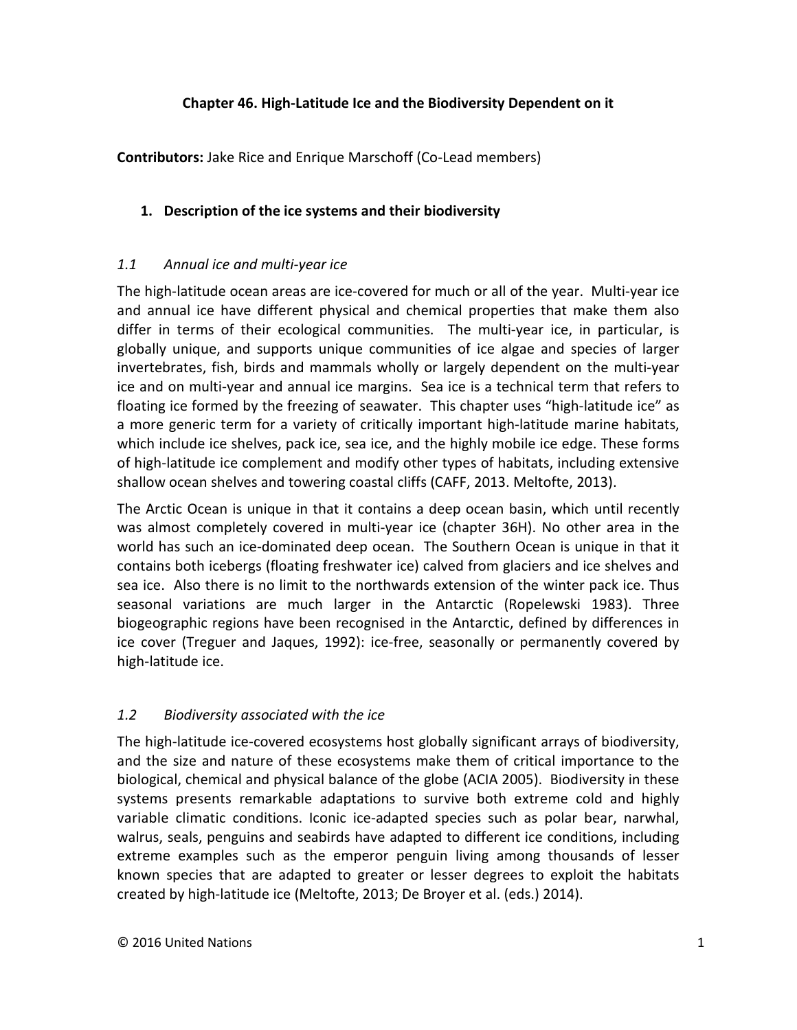# Chapter 46. High-Latitude Ice and the Biodiversity Dependent on it

**Contributors:** Jake Rice and Enrique Marschoff (Co-Lead members)

## 1. Description of the ice systems and their biodiversity

### *1.1 Annual ice and multi-year ice*

The high-latitude ocean areas are ice-covered for much or all of the year. Multi-year ice and annual ice have different physical and chemical properties that make them also differ in terms of their ecological communities. The multi-year ice, in particular, is globally unique, and supports unique communities of ice algae and species of larger invertebrates, fish, birds and mammals wholly or largely dependent on the multi-year ice and on multi-year and annual ice margins. Sea ice is a technical term that refers to floating ice formed by the freezing of seawater. This chapter uses "high-latitude ice" as a more generic term for a variety of critically important high-latitude marine habitats, which include ice shelves, pack ice, sea ice, and the highly mobile ice edge. These forms of high-latitude ice complement and modify other types of habitats, including extensive shallow ocean shelves and towering coastal cliffs (CAFF, 2013. Meltofte, 2013).

The Arctic Ocean is unique in that it contains a deep ocean basin, which until recently was almost completely covered in multi-year ice (chapter 36H). No other area in the world has such an ice-dominated deep ocean. The Southern Ocean is unique in that it contains both icebergs (floating freshwater ice) calved from glaciers and ice shelves and sea ice. Also there is no limit to the northwards extension of the winter pack ice. Thus seasonal variations are much larger in the Antarctic (Ropelewski 1983). Three biogeographic regions have been recognised in the Antarctic, defined by differences in ice cover (Treguer and Jaques, 1992): ice-free, seasonally or permanently covered by high-latitude ice.

### *1.2 Biodiversity associated with the ice*

The high-latitude ice-covered ecosystems host globally significant arrays of biodiversity, and the size and nature of these ecosystems make them of critical importance to the biological, chemical and physical balance of the globe (ACIA 2005). Biodiversity in these systems presents remarkable adaptations to survive both extreme cold and highly variable climatic conditions. Iconic ice-adapted species such as polar bear, narwhal, walrus, seals, penguins and seabirds have adapted to different ice conditions, including extreme examples such as the emperor penguin living among thousands of lesser known species that are adapted to greater or lesser degrees to exploit the habitats created by high-latitude ice (Meltofte, 2013; De Broyer et al. (eds.) 2014).

© 2016 United Nations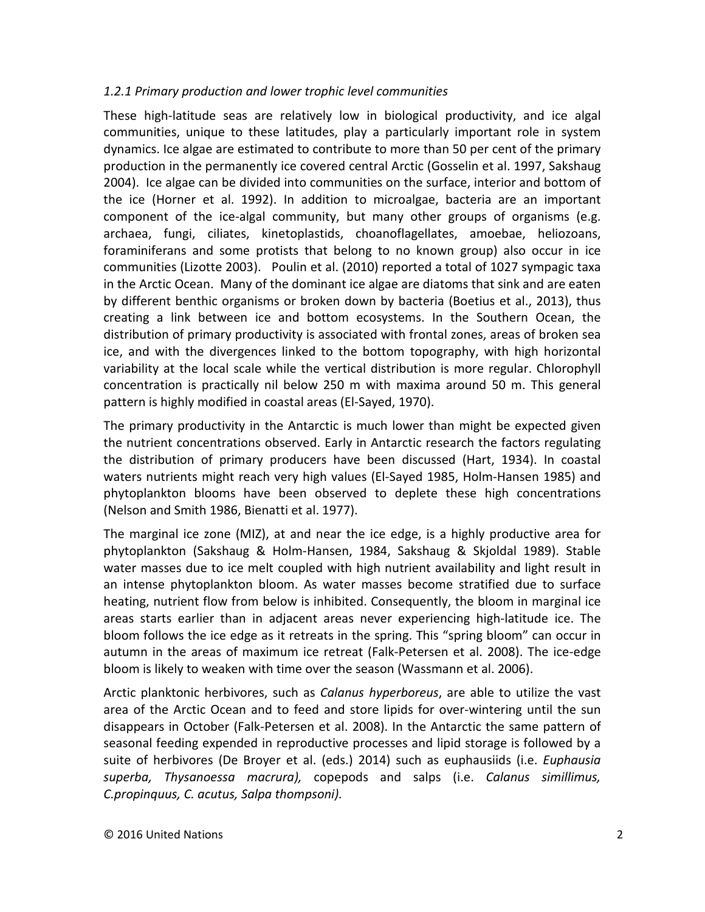### *1.2.1 Primary production and lower trophic level communities*

These high-latitude seas are relatively low in biological productivity, and ice algal communities, unique to these latitudes, play a particularly important role in system dynamics. Ice algae are estimated to contribute to more than 50 per cent of the primary production in the permanently ice covered central Arctic (Gosselin et al. 1997, Sakshaug 2004). Ice algae can be divided into communities on the surface, interior and bottom of the ice (Horner et al. 1992). In addition to microalgae, bacteria are an important component of the ice-algal community, but many other groups of organisms (e.g. archaea, fungi, ciliates, kinetoplastids, choanoflagellates, amoebae, heliozoans, foraminiferans and some protists that belong to no known group) also occur in ice communities (Lizotte 2003). Poulin et al. (2010) reported a total of 1027 sympagic taxa in the Arctic Ocean. Many of the dominant ice algae are diatoms that sink and are eaten by different benthic organisms or broken down by bacteria (Boetius et al., 2013), thus creating a link between ice and bottom ecosystems. In the Southern Ocean, the distribution of primary productivity is associated with frontal zones, areas of broken sea ice, and with the divergences linked to the bottom topography, with high horizontal variability at the local scale while the vertical distribution is more regular. Chlorophyll concentration is practically nil below 250 m with maxima around 50 m. This general pattern is highly modified in coastal areas (El-Sayed, 1970).

The primary productivity in the Antarctic is much lower than might be expected given the nutrient concentrations observed. Early in Antarctic research the factors regulating the distribution of primary producers have been discussed (Hart, 1934). In coastal waters nutrients might reach very high values (El-Sayed 1985, Holm-Hansen 1985) and phytoplankton blooms have been observed to deplete these high concentrations (Nelson and Smith 1986, Bienatti et al. 1977).

The marginal ice zone (MIZ), at and near the ice edge, is a highly productive area for phytoplankton (Sakshaug & Holm-Hansen, 1984, Sakshaug & Skjoldal 1989). Stable water masses due to ice melt coupled with high nutrient availability and light result in an intense phytoplankton bloom. As water masses become stratified due to surface heating, nutrient flow from below is inhibited. Consequently, the bloom in marginal ice areas starts earlier than in adjacent areas never experiencing high-latitude ice. The bloom follows the ice edge as it retreats in the spring. This "spring bloom" can occur in autumn in the areas of maximum ice retreat (Falk-Petersen et al. 2008). The ice-edge bloom is likely to weaken with time over the season (Wassmann et al. 2006).

Arctic planktonic herbivores, such as *Calanus hyperboreus*, are able to utilize the vast area of the Arctic Ocean and to feed and store lipids for over-wintering until the sun disappears in October (Falk-Petersen et al. 2008). In the Antarctic the same pattern of seasonal feeding expended in reproductive processes and lipid storage is followed by a suite of herbivores (De Broyer et al. (eds.) 2014) such as euphausiids (i.e. *Euphausia superba, Thysanoessa macrura),* copepods and salps (i.e. *Calanus simillimus, C.propinquus, C. acutus, Salpa thompsoni).*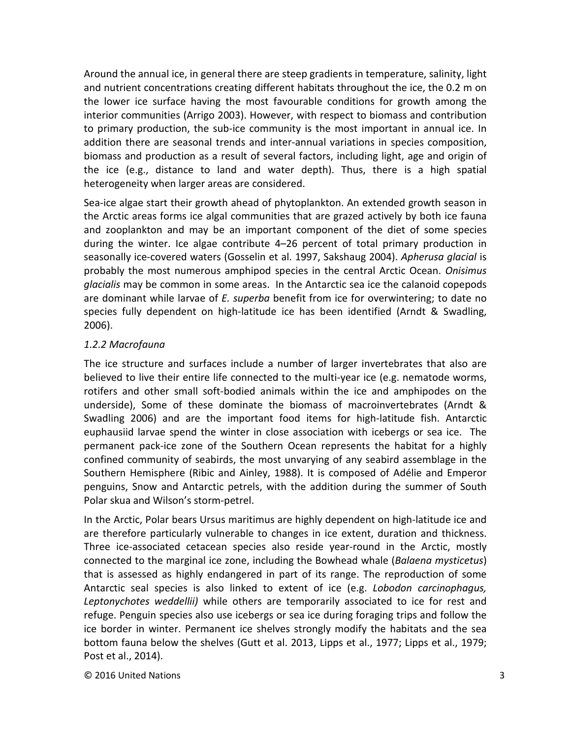Around the annual ice, in general there are steep gradients in temperature, salinity, light and nutrient concentrations creating different habitats throughout the ice, the 0.2 m on the lower ice surface having the most favourable conditions for growth among the interior communities (Arrigo 2003). However, with respect to biomass and contribution to primary production, the sub-ice community is the most important in annual ice. In addition there are seasonal trends and inter-annual variations in species composition, biomass and production as a result of several factors, including light, age and origin of the ice (e.g., distance to land and water depth). Thus, there is a high spatial heterogeneity when larger areas are considered.

Sea-ice algae start their growth ahead of phytoplankton. An extended growth season in the Arctic areas forms ice algal communities that are grazed actively by both ice fauna and zooplankton and may be an important component of the diet of some species during the winter. Ice algae contribute 4–26 percent of total primary production in seasonally ice-covered waters (Gosselin et al. 1997, Sakshaug 2004). *Apherusa glacial* is probably the most numerous amphipod species in the central Arctic Ocean. *Onisimus glacialis* may be common in some areas. In the Antarctic sea ice the calanoid copepods are dominant while larvae of *E. superba* benefit from ice for overwintering; to date no species fully dependent on high-latitude ice has been identified (Arndt & Swadling, 2006).

### *1.2.2 Macrofauna*

The ice structure and surfaces include a number of larger invertebrates that also are believed to live their entire life connected to the multi-year ice (e.g. nematode worms, rotifers and other small soft-bodied animals within the ice and amphipodes on the underside), Some of these dominate the biomass of macroinvertebrates (Arndt & Swadling 2006) and are the important food items for high-latitude fish. Antarctic euphausiid larvae spend the winter in close association with icebergs or sea ice. The permanent pack-ice zone of the Southern Ocean represents the habitat for a highly confined community of seabirds, the most unvarying of any seabird assemblage in the Southern Hemisphere (Ribic and Ainley, 1988). It is composed of Adélie and Emperor penguins, Snow and Antarctic petrels, with the addition during the summer of South Polar skua and Wilson's storm-petrel.

In the Arctic, Polar bears Ursus maritimus are highly dependent on high-latitude ice and are therefore particularly vulnerable to changes in ice extent, duration and thickness. Three ice-associated cetacean species also reside year-round in the Arctic, mostly connected to the marginal ice zone, including the Bowhead whale (*Balaena mysticetus*) that is assessed as highly endangered in part of its range. The reproduction of some Antarctic seal species is also linked to extent of ice (e.g. *Lobodon carcinophagus, Leptonychotes weddellii)* while others are temporarily associated to ice for rest and refuge. Penguin species also use icebergs or sea ice during foraging trips and follow the ice border in winter. Permanent ice shelves strongly modify the habitats and the sea bottom fauna below the shelves (Gutt et al. 2013, Lipps et al., 1977; Lipps et al., 1979; Post et al., 2014).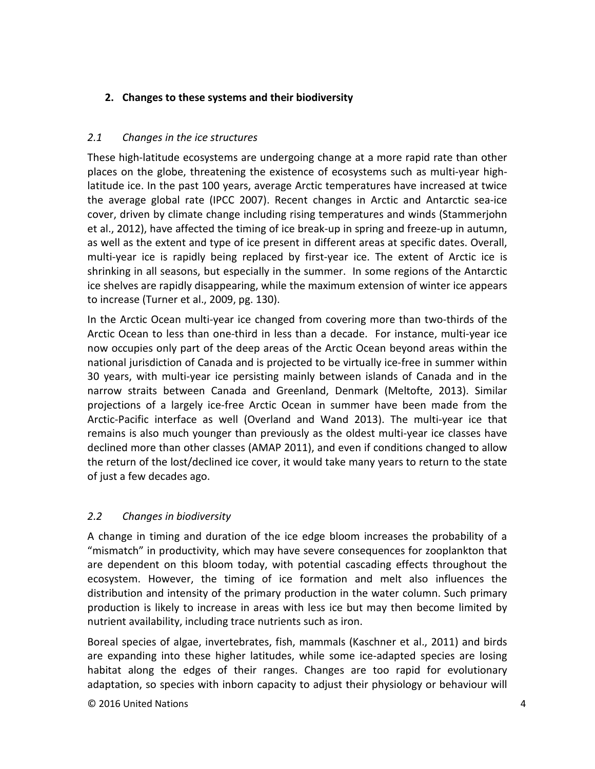## 2. Changes to these systems and their biodiversity

### *2.1 Changes in the ice structures*

These high-latitude ecosystems are undergoing change at a more rapid rate than other places on the globe, threatening the existence of ecosystems such as multi-year high-latitude ice. In the past 100 years, average Arctic temperatures have increased at twice the average global rate (IPCC 2007). Recent changes in Arctic and Antarctic sea-ice cover, driven by climate change including rising temperatures and winds (Stammerjohn et al., 2012), have affected the timing of ice break-up in spring and freeze-up in autumn, as well as the extent and type of ice present in different areas at specific dates. Overall, multi-year ice is rapidly being replaced by first-year ice. The extent of Arctic ice is shrinking in all seasons, but especially in the summer. In some regions of the Antarctic ice shelves are rapidly disappearing, while the maximum extension of winter ice appears to increase (Turner et al., 2009, pg. 130).

In the Arctic Ocean multi-year ice changed from covering more than two-thirds of the Arctic Ocean to less than one-third in less than a decade. For instance, multi-year ice now occupies only part of the deep areas of the Arctic Ocean beyond areas within the national jurisdiction of Canada and is projected to be virtually ice-free in summer within 30 years, with multi-year ice persisting mainly between islands of Canada and in the narrow straits between Canada and Greenland, Denmark (Meltofte, 2013). Similar projections of a largely ice-free Arctic Ocean in summer have been made from the Arctic-Pacific interface as well (Overland and Wand 2013). The multi-year ice that remains is also much younger than previously as the oldest multi-year ice classes have declined more than other classes (AMAP 2011), and even if conditions changed to allow the return of the lost/declined ice cover, it would take many years to return to the state of just a few decades ago.

### *2.2 Changes in biodiversity*

A change in timing and duration of the ice edge bloom increases the probability of a "mismatch" in productivity, which may have severe consequences for zooplankton that are dependent on this bloom today, with potential cascading effects throughout the ecosystem. However, the timing of ice formation and melt also influences the distribution and intensity of the primary production in the water column. Such primary production is likely to increase in areas with less ice but may then become limited by nutrient availability, including trace nutrients such as iron.

Boreal species of algae, invertebrates, fish, mammals (Kaschner et al., 2011) and birds are expanding into these higher latitudes, while some ice-adapted species are losing habitat along the edges of their ranges. Changes are too rapid for evolutionary adaptation, so species with inborn capacity to adjust their physiology or behaviour will

© 2016 United Nations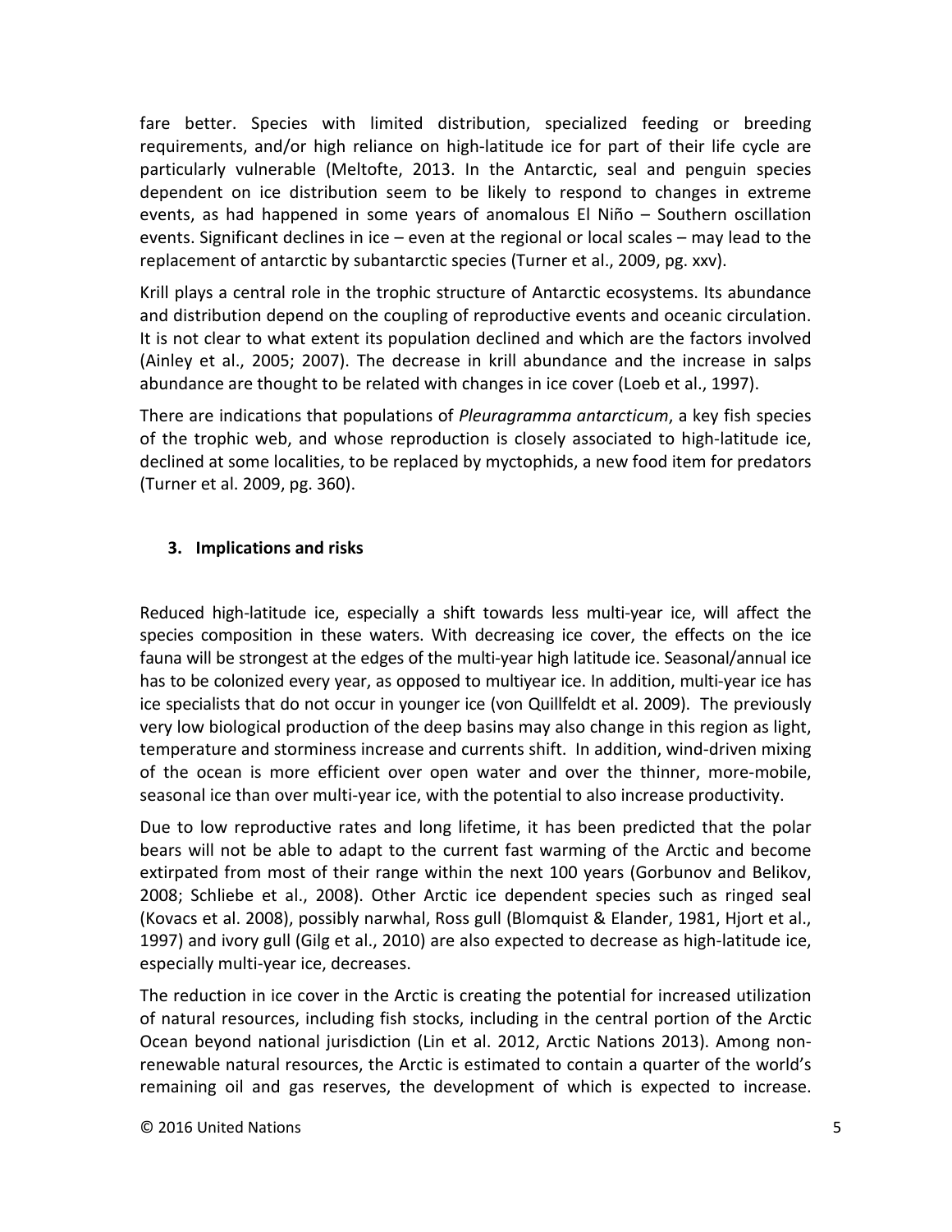fare better. Species with limited distribution, specialized feeding or breeding requirements, and/or high reliance on high-latitude ice for part of their life cycle are particularly vulnerable (Meltofte, 2013. In the Antarctic, seal and penguin species dependent on ice distribution seem to be likely to respond to changes in extreme events, as had happened in some years of anomalous El Niño – Southern oscillation events. Significant declines in ice – even at the regional or local scales – may lead to the replacement of antarctic by subantarctic species (Turner et al., 2009, pg. xxv).

Krill plays a central role in the trophic structure of Antarctic ecosystems. Its abundance and distribution depend on the coupling of reproductive events and oceanic circulation. It is not clear to what extent its population declined and which are the factors involved (Ainley et al., 2005; 2007). The decrease in krill abundance and the increase in salps abundance are thought to be related with changes in ice cover (Loeb et al., 1997).

There are indications that populations of *Pleuragramma antarcticum*, a key fish species of the trophic web, and whose reproduction is closely associated to high-latitude ice, declined at some localities, to be replaced by myctophids, a new food item for predators (Turner et al. 2009, pg. 360).

## 3. Implications and risks

Reduced high-latitude ice, especially a shift towards less multi-year ice, will affect the species composition in these waters. With decreasing ice cover, the effects on the ice fauna will be strongest at the edges of the multi-year high latitude ice. Seasonal/annual ice has to be colonized every year, as opposed to multiyear ice. In addition, multi-year ice has ice specialists that do not occur in younger ice (von Quillfeldt et al. 2009). The previously very low biological production of the deep basins may also change in this region as light, temperature and storminess increase and currents shift. In addition, wind-driven mixing of the ocean is more efficient over open water and over the thinner, more-mobile, seasonal ice than over multi-year ice, with the potential to also increase productivity.

Due to low reproductive rates and long lifetime, it has been predicted that the polar bears will not be able to adapt to the current fast warming of the Arctic and become extirpated from most of their range within the next 100 years (Gorbunov and Belikov, 2008; Schliebe et al., 2008). Other Arctic ice dependent species such as ringed seal (Kovacs et al. 2008), possibly narwhal, Ross gull (Blomquist & Elander, 1981, Hjort et al., 1997) and ivory gull (Gilg et al., 2010) are also expected to decrease as high-latitude ice, especially multi-year ice, decreases.

The reduction in ice cover in the Arctic is creating the potential for increased utilization of natural resources, including fish stocks, including in the central portion of the Arctic Ocean beyond national jurisdiction (Lin et al. 2012, Arctic Nations 2013). Among non-renewable natural resources, the Arctic is estimated to contain a quarter of the world's remaining oil and gas reserves, the development of which is expected to increase.

© 2016 United Nations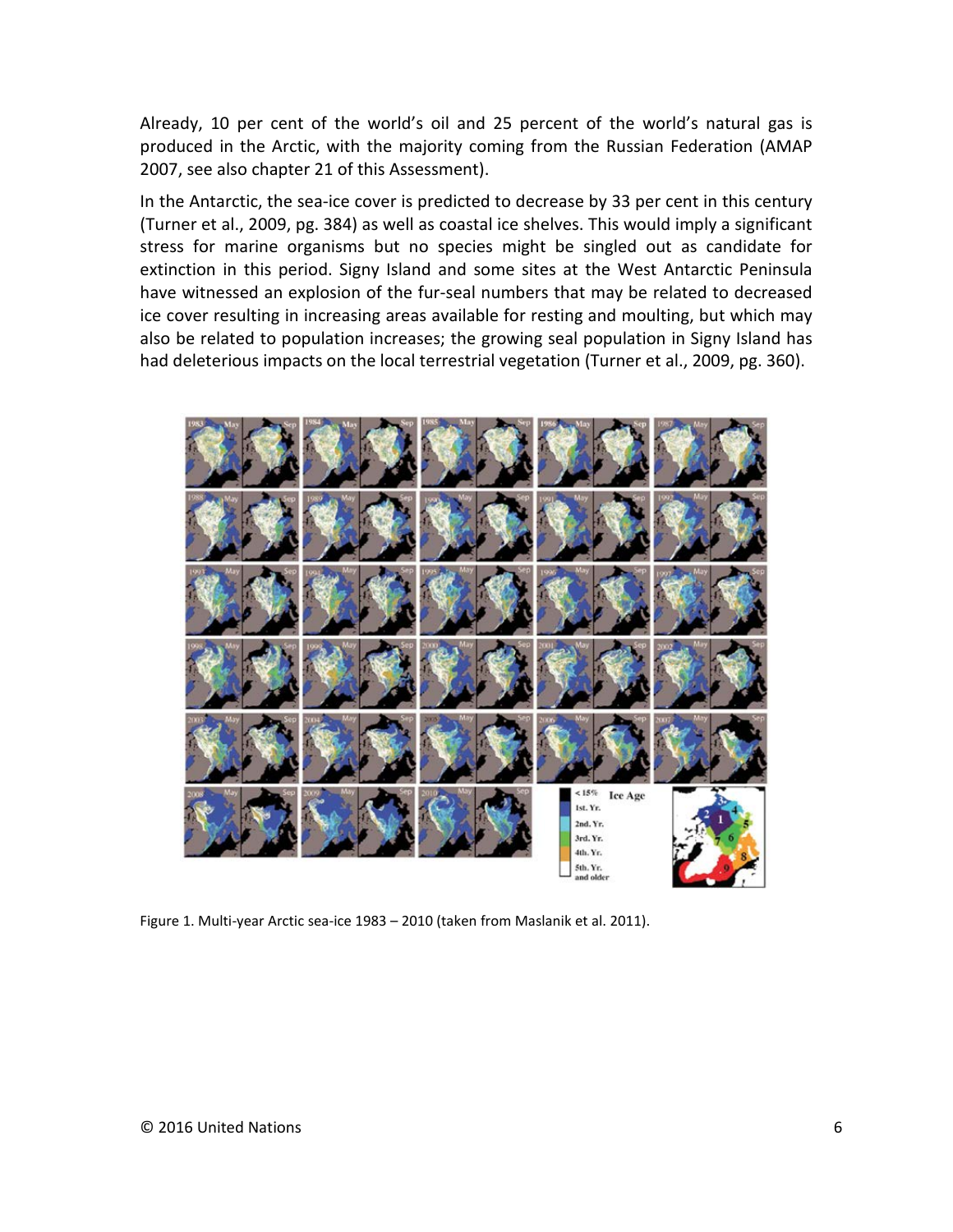Already, 10 per cent of the world's oil and 25 percent of the world's natural gas is produced in the Arctic, with the majority coming from the Russian Federation (AMAP 2007, see also chapter 21 of this Assessment).

In the Antarctic, the sea-ice cover is predicted to decrease by 33 per cent in this century (Turner et al., 2009, pg. 384) as well as coastal ice shelves. This would imply a significant stress for marine organisms but no species might be singled out as candidate for extinction in this period. Signy Island and some sites at the West Antarctic Peninsula have witnessed an explosion of the fur-seal numbers that may be related to decreased ice cover resulting in increasing areas available for resting and moulting, but which may also be related to population increases; the growing seal population in Signy Island has had deleterious impacts on the local terrestrial vegetation (Turner et al., 2009, pg. 360).

Figure 1. Multi-year Arctic sea-ice 1983 – 2010 (taken from Maslanik et al. 2011).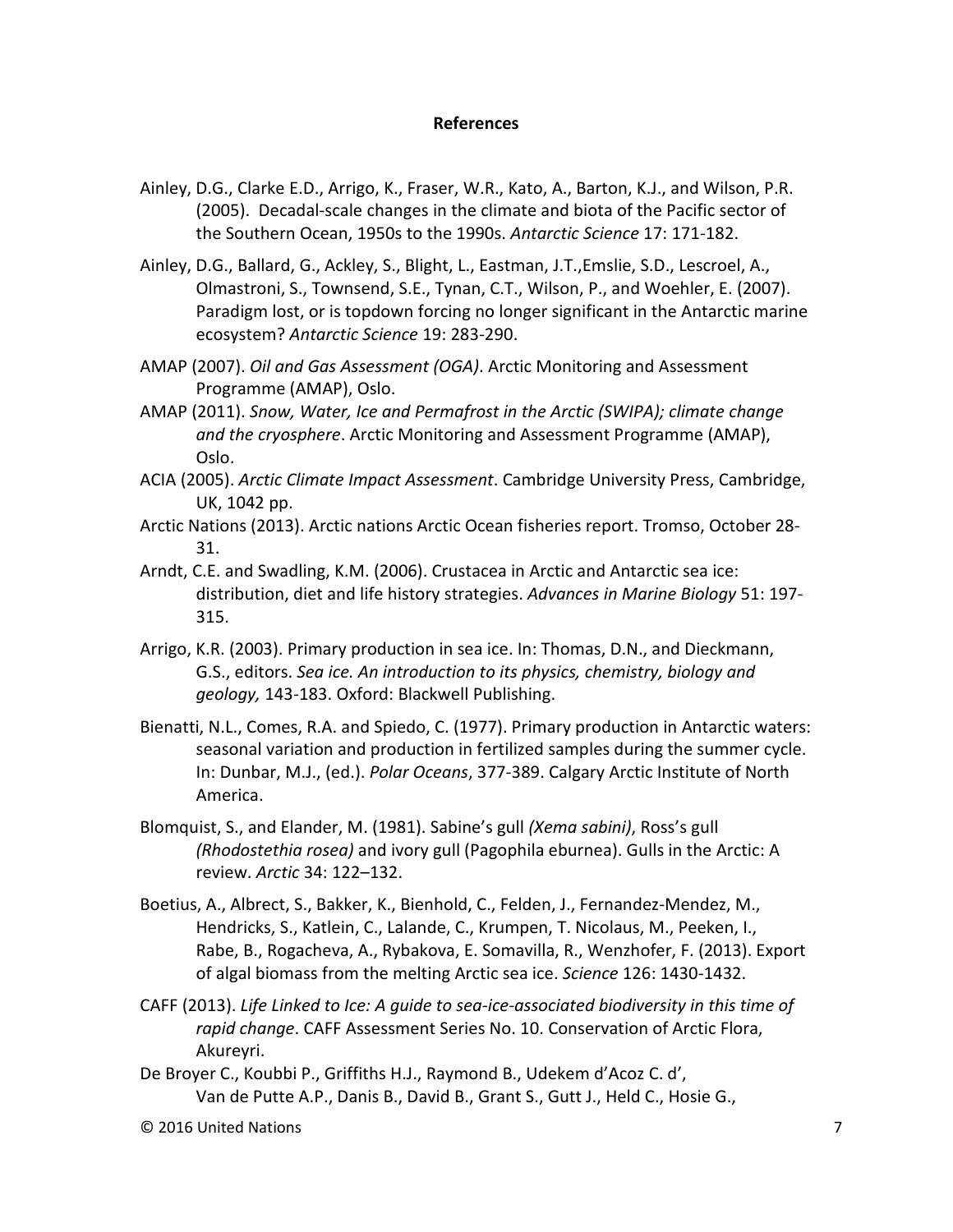## References

Ainley, D.G., Clarke E.D., Arrigo, K., Fraser, W.R., Kato, A., Barton, K.J., and Wilson, P.R. (2005). Decadal-scale changes in the climate and biota of the Pacific sector of the Southern Ocean, 1950s to the 1990s. *Antarctic Science* 17: 171-182.

Ainley, D.G., Ballard, G., Ackley, S., Blight, L., Eastman, J.T.,Emslie, S.D., Lescroel, A., Olmastroni, S., Townsend, S.E., Tynan, C.T., Wilson, P., and Woehler, E. (2007). Paradigm lost, or is topdown forcing no longer significant in the Antarctic marine ecosystem? *Antarctic Science* 19: 283-290.

AMAP (2007). *Oil and Gas Assessment (OGA)*. Arctic Monitoring and Assessment Programme (AMAP), Oslo.

AMAP (2011). *Snow, Water, Ice and Permafrost in the Arctic (SWIPA); climate change and the cryosphere*. Arctic Monitoring and Assessment Programme (AMAP), Oslo.

ACIA (2005). *Arctic Climate Impact Assessment*. Cambridge University Press, Cambridge, UK, 1042 pp.

Arctic Nations (2013). Arctic nations Arctic Ocean fisheries report. Tromso, October 28-31.

Arndt, C.E. and Swadling, K.M. (2006). Crustacea in Arctic and Antarctic sea ice: distribution, diet and life history strategies. *Advances in Marine Biology* 51: 197-315.

Arrigo, K.R. (2003). Primary production in sea ice. In: Thomas, D.N., and Dieckmann, G.S., editors. *Sea ice. An introduction to its physics, chemistry, biology and geology,* 143-183. Oxford: Blackwell Publishing.

Bienatti, N.L., Comes, R.A. and Spiedo, C. (1977). Primary production in Antarctic waters: seasonal variation and production in fertilized samples during the summer cycle. In: Dunbar, M.J., (ed.). *Polar Oceans*, 377-389. Calgary Arctic Institute of North America.

Blomquist, S., and Elander, M. (1981). Sabine's gull *(Xema sabini)*, Ross's gull *(Rhodostethia rosea)* and ivory gull (Pagophila eburnea). Gulls in the Arctic: A review. *Arctic* 34: 122–132.

Boetius, A., Albrect, S., Bakker, K., Bienhold, C., Felden, J., Fernandez-Mendez, M., Hendricks, S., Katlein, C., Lalande, C., Krumpen, T. Nicolaus, M., Peeken, I., Rabe, B., Rogacheva, A., Rybakova, E. Somavilla, R., Wenzhofer, F. (2013). Export of algal biomass from the melting Arctic sea ice. *Science* 126: 1430-1432.

CAFF (2013). *Life Linked to Ice: A guide to sea-ice-associated biodiversity in this time of rapid change*. CAFF Assessment Series No. 10. Conservation of Arctic Flora, Akureyri.

De Broyer C., Koubbi P., Griffiths H.J., Raymond B., Udekem d'Acoz C. d', Van de Putte A.P., Danis B., David B., Grant S., Gutt J., Held C., Hosie G.,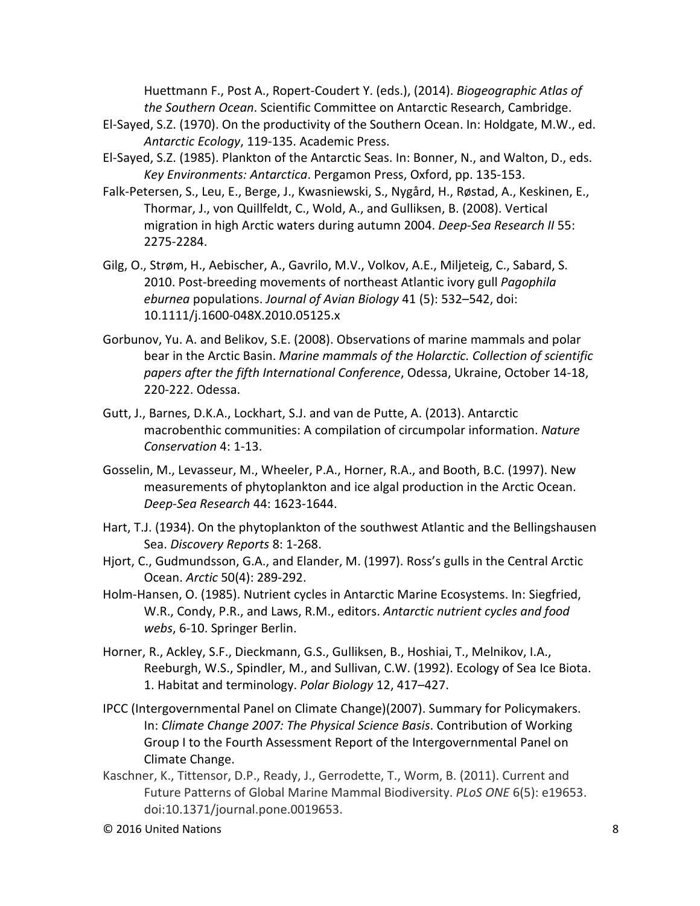Huettmann F., Post A., Ropert-Coudert Y. (eds.), (2014). *Biogeographic Atlas of the Southern Ocean*. Scientific Committee on Antarctic Research, Cambridge.

El-Sayed, S.Z. (1970). On the productivity of the Southern Ocean. In: Holdgate, M.W., ed. *Antarctic Ecology*, 119-135. Academic Press.

El-Sayed, S.Z. (1985). Plankton of the Antarctic Seas. In: Bonner, N., and Walton, D., eds. *Key Environments: Antarctica*. Pergamon Press, Oxford, pp. 135-153.

Falk-Petersen, S., Leu, E., Berge, J., Kwasniewski, S., Nygård, H., Røstad, A., Keskinen, E., Thormar, J., von Quillfeldt, C., Wold, A., and Gulliksen, B. (2008). Vertical migration in high Arctic waters during autumn 2004. *Deep-Sea Research II* 55: 2275-2284.

Gilg, O., Strøm, H., Aebischer, A., Gavrilo, M.V., Volkov, A.E., Miljeteig, C., Sabard, S. 2010. Post-breeding movements of northeast Atlantic ivory gull *Pagophila eburnea* populations. *Journal of Avian Biology* 41 (5): 532–542, doi: 10.1111/j.1600-048X.2010.05125.x

Gorbunov, Yu. A. and Belikov, S.E. (2008). Observations of marine mammals and polar bear in the Arctic Basin. *Marine mammals of the Holarctic. Collection of scientific papers after the fifth International Conference*, Odessa, Ukraine, October 14-18, 220-222. Odessa.

Gutt, J., Barnes, D.K.A., Lockhart, S.J. and van de Putte, A. (2013). Antarctic macrobenthic communities: A compilation of circumpolar information. *Nature Conservation* 4: 1-13.

Gosselin, M., Levasseur, M., Wheeler, P.A., Horner, R.A., and Booth, B.C. (1997). New measurements of phytoplankton and ice algal production in the Arctic Ocean. *Deep-Sea Research* 44: 1623-1644.

Hart, T.J. (1934). On the phytoplankton of the southwest Atlantic and the Bellingshausen Sea. *Discovery Reports* 8: 1-268.

Hjort, C., Gudmundsson, G.A., and Elander, M. (1997). Ross's gulls in the Central Arctic Ocean. *Arctic* 50(4): 289-292.

Holm-Hansen, O. (1985). Nutrient cycles in Antarctic Marine Ecosystems. In: Siegfried, W.R., Condy, P.R., and Laws, R.M., editors. *Antarctic nutrient cycles and food webs*, 6-10. Springer Berlin.

Horner, R., Ackley, S.F., Dieckmann, G.S., Gulliksen, B., Hoshiai, T., Melnikov, I.A., Reeburgh, W.S., Spindler, M., and Sullivan, C.W. (1992). Ecology of Sea Ice Biota. 1. Habitat and terminology. *Polar Biology* 12, 417–427.

IPCC (Intergovernmental Panel on Climate Change)(2007). Summary for Policymakers. In: *Climate Change 2007: The Physical Science Basis*. Contribution of Working Group I to the Fourth Assessment Report of the Intergovernmental Panel on Climate Change.

Kaschner, K., Tittensor, D.P., Ready, J., Gerrodette, T., Worm, B. (2011). Current and Future Patterns of Global Marine Mammal Biodiversity. *PLoS ONE* 6(5): e19653. doi:10.1371/journal.pone.0019653.

© 2016 United Nations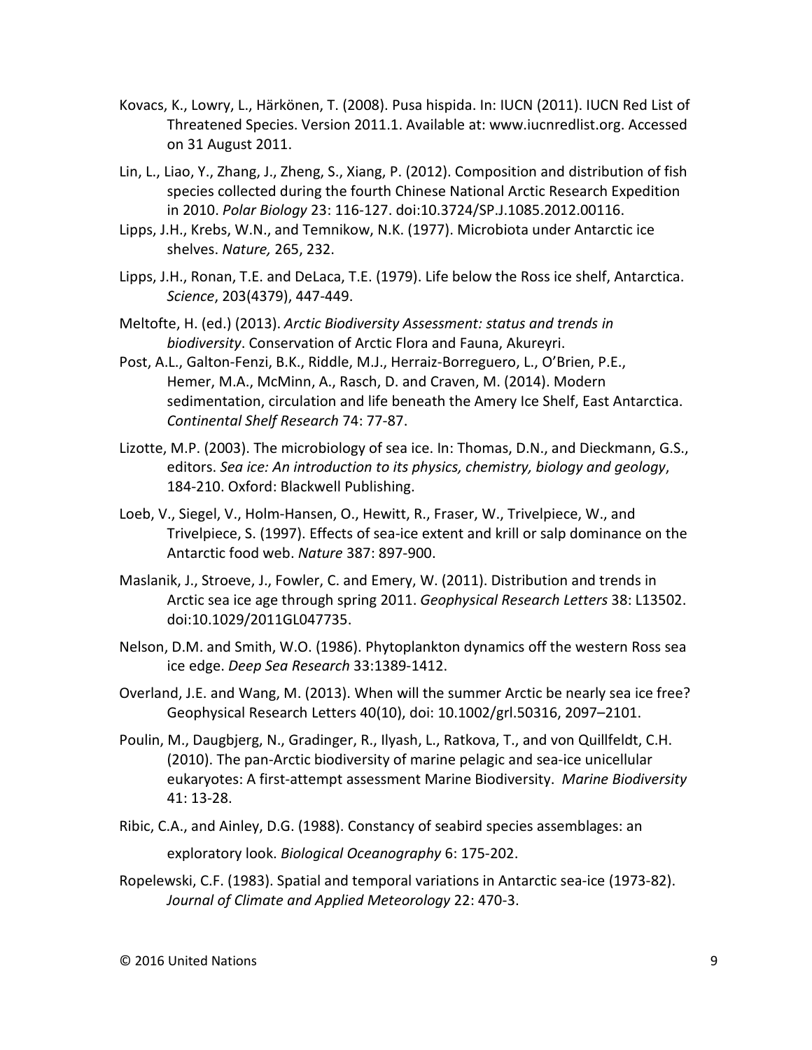Kovacs, K., Lowry, L., Härkönen, T. (2008). Pusa hispida. In: IUCN (2011). IUCN Red List of Threatened Species. Version 2011.1. Available at: www.iucnredlist.org. Accessed on 31 August 2011.

Lin, L., Liao, Y., Zhang, J., Zheng, S., Xiang, P. (2012). Composition and distribution of fish species collected during the fourth Chinese National Arctic Research Expedition in 2010. *Polar Biology* 23: 116-127. doi:10.3724/SP.J.1085.2012.00116.

Lipps, J.H., Krebs, W.N., and Temnikow, N.K. (1977). Microbiota under Antarctic ice shelves. *Nature,* 265, 232.

Lipps, J.H., Ronan, T.E. and DeLaca, T.E. (1979). Life below the Ross ice shelf, Antarctica. *Science*, 203(4379), 447-449.

Meltofte, H. (ed.) (2013). *Arctic Biodiversity Assessment: status and trends in biodiversity*. Conservation of Arctic Flora and Fauna, Akureyri.

Post, A.L., Galton-Fenzi, B.K., Riddle, M.J., Herraiz-Borreguero, L., O'Brien, P.E., Hemer, M.A., McMinn, A., Rasch, D. and Craven, M. (2014). Modern sedimentation, circulation and life beneath the Amery Ice Shelf, East Antarctica. *Continental Shelf Research* 74: 77-87.

Lizotte, M.P. (2003). The microbiology of sea ice. In: Thomas, D.N., and Dieckmann, G.S., editors. *Sea ice: An introduction to its physics, chemistry, biology and geology*, 184-210. Oxford: Blackwell Publishing.

Loeb, V., Siegel, V., Holm-Hansen, O., Hewitt, R., Fraser, W., Trivelpiece, W., and Trivelpiece, S. (1997). Effects of sea-ice extent and krill or salp dominance on the Antarctic food web. *Nature* 387: 897-900.

Maslanik, J., Stroeve, J., Fowler, C. and Emery, W. (2011). Distribution and trends in Arctic sea ice age through spring 2011. *Geophysical Research Letters* 38: L13502. doi:10.1029/2011GL047735.

Nelson, D.M. and Smith, W.O. (1986). Phytoplankton dynamics off the western Ross sea ice edge. *Deep Sea Research* 33:1389-1412.

Overland, J.E. and Wang, M. (2013). When will the summer Arctic be nearly sea ice free? Geophysical Research Letters 40(10), doi: 10.1002/grl.50316, 2097–2101.

Poulin, M., Daugbjerg, N., Gradinger, R., Ilyash, L., Ratkova, T., and von Quillfeldt, C.H. (2010). The pan-Arctic biodiversity of marine pelagic and sea-ice unicellular eukaryotes: A first-attempt assessment Marine Biodiversity. *Marine Biodiversity* 41: 13-28.

Ribic, C.A., and Ainley, D.G. (1988). Constancy of seabird species assemblages: an exploratory look. *Biological Oceanography* 6: 175-202.

Ropelewski, C.F. (1983). Spatial and temporal variations in Antarctic sea-ice (1973-82). *Journal of Climate and Applied Meteorology* 22: 470-3.

© 2016 United Nations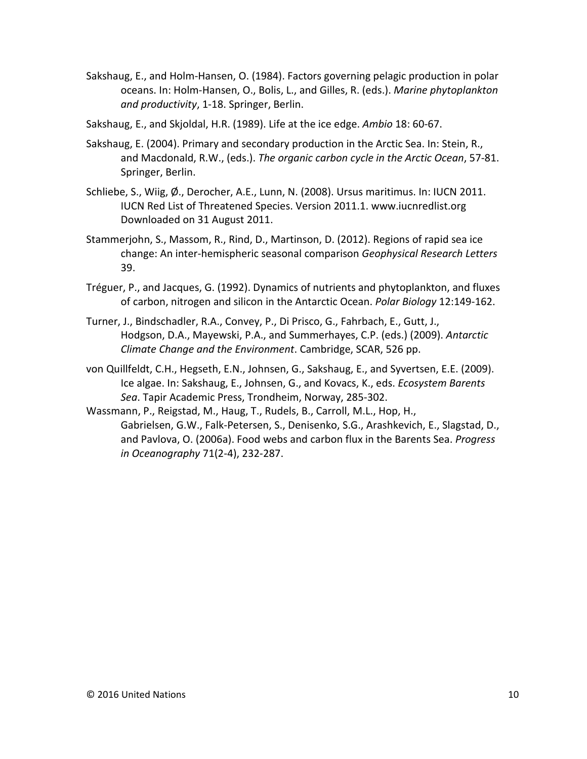Sakshaug, E., and Holm-Hansen, O. (1984). Factors governing pelagic production in polar oceans. In: Holm-Hansen, O., Bolis, L., and Gilles, R. (eds.). *Marine phytoplankton and productivity*, 1-18. Springer, Berlin.

Sakshaug, E., and Skjoldal, H.R. (1989). Life at the ice edge. *Ambio* 18: 60-67.

Sakshaug, E. (2004). Primary and secondary production in the Arctic Sea. In: Stein, R., and Macdonald, R.W., (eds.). *The organic carbon cycle in the Arctic Ocean*, 57-81. Springer, Berlin.

Schliebe, S., Wiig, Ø., Derocher, A.E., Lunn, N. (2008). Ursus maritimus. In: IUCN 2011. IUCN Red List of Threatened Species. Version 2011.1. www.iucnredlist.org Downloaded on 31 August 2011.

Stammerjohn, S., Massom, R., Rind, D., Martinson, D. (2012). Regions of rapid sea ice change: An inter-hemispheric seasonal comparison *Geophysical Research Letters* 39.

Tréguer, P., and Jacques, G. (1992). Dynamics of nutrients and phytoplankton, and fluxes of carbon, nitrogen and silicon in the Antarctic Ocean. *Polar Biology* 12:149-162.

Turner, J., Bindschadler, R.A., Convey, P., Di Prisco, G., Fahrbach, E., Gutt, J., Hodgson, D.A., Mayewski, P.A., and Summerhayes, C.P. (eds.) (2009). *Antarctic Climate Change and the Environment*. Cambridge, SCAR, 526 pp.

von Quillfeldt, C.H., Hegseth, E.N., Johnsen, G., Sakshaug, E., and Syvertsen, E.E. (2009). Ice algae. In: Sakshaug, E., Johnsen, G., and Kovacs, K., eds. *Ecosystem Barents Sea*. Tapir Academic Press, Trondheim, Norway, 285-302.

Wassmann, P., Reigstad, M., Haug, T., Rudels, B., Carroll, M.L., Hop, H., Gabrielsen, G.W., Falk-Petersen, S., Denisenko, S.G., Arashkevich, E., Slagstad, D., and Pavlova, O. (2006a). Food webs and carbon flux in the Barents Sea. *Progress in Oceanography* 71(2-4), 232-287.